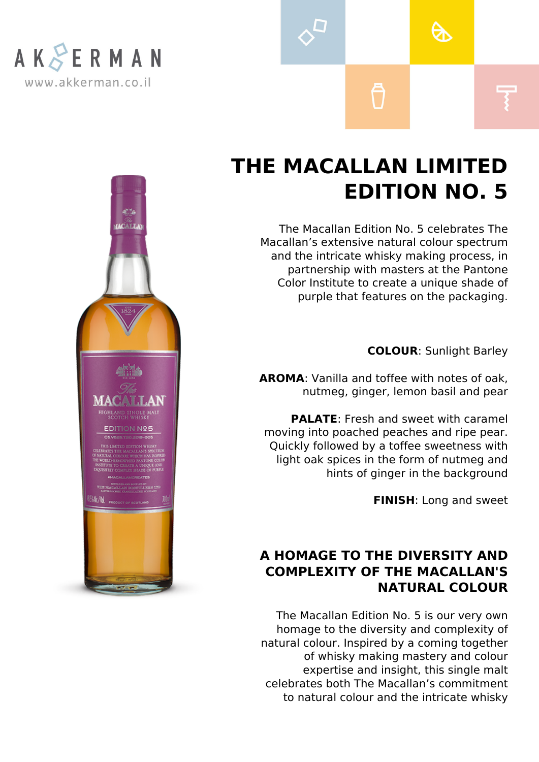AKKERMAN

www.akkerman.co.il

# THE MACALLAN LIMITED EDITION NO. 5

The Macallan Edition No. 5 celebrates The Macallan's extensive natural colour spectrum and the intricate whisky making process, in partnership with masters at the Pantone Color Institute to create a unique shade of purple that features on the packaging.

**COLOUR**: Sunlight Barley

**AROMA**: Vanilla and toffee with notes of oak, nutmeg, ginger, lemon basil and pear

**PALATE**: Fresh and sweet with caramel moving into poached peaches and ripe pear. Quickly followed by a toffee sweetness with light oak spices in the form of nutmeg and hints of ginger in the background

**FINISH**: Long and sweet

## A HOMAGE TO THE DIVERSITY AND COMPLEXITY OF THE MACALLAN'S NATURAL COLOUR

The Macallan Edition No. 5 is our very own homage to the diversity and complexity of natural colour. Inspired by a coming together of whisky making mastery and colour expertise and insight, this single malt celebrates both The Macallan's commitment to natural colour and the intricate whisky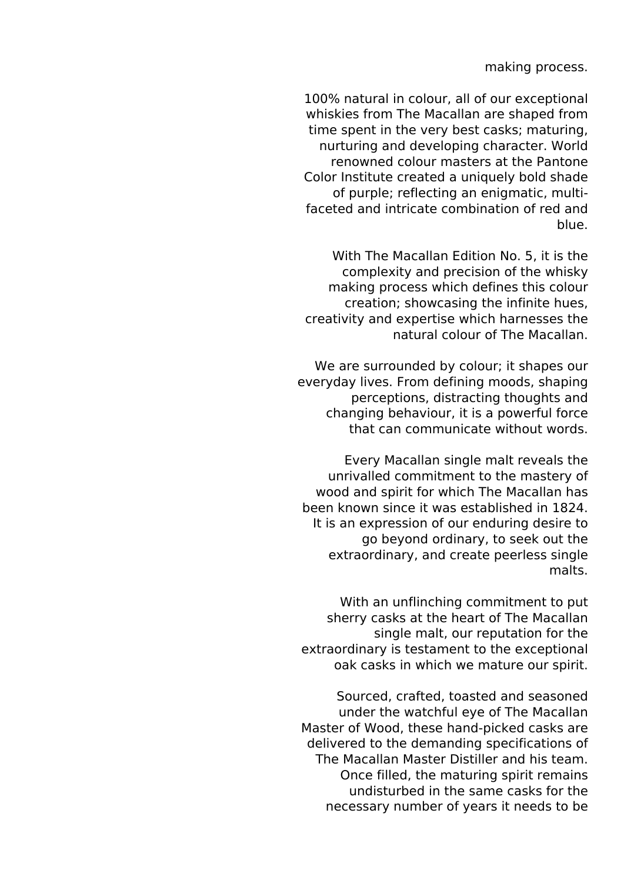making process.

100% natural in colour, all of our exceptional whiskies from The Macallan are shaped from time spent in the very best casks; maturing, nurturing and developing character. World renowned colour masters at the Pantone Color Institute created a uniquely bold shade of purple; reflecting an enigmatic, multi-faceted and intricate combination of red and blue.

With The Macallan Edition No. 5, it is the complexity and precision of the whisky making process which defines this colour creation; showcasing the infinite hues, creativity and expertise which harnesses the natural colour of The Macallan.

We are surrounded by colour; it shapes our everyday lives. From defining moods, shaping perceptions, distracting thoughts and changing behaviour, it is a powerful force that can communicate without words.

Every Macallan single malt reveals the unrivalled commitment to the mastery of wood and spirit for which The Macallan has been known since it was established in 1824. It is an expression of our enduring desire to go beyond ordinary, to seek out the extraordinary, and create peerless single malts.

With an unflinching commitment to put sherry casks at the heart of The Macallan single malt, our reputation for the extraordinary is testament to the exceptional oak casks in which we mature our spirit.

Sourced, crafted, toasted and seasoned under the watchful eye of The Macallan Master of Wood, these hand-picked casks are delivered to the demanding specifications of The Macallan Master Distiller and his team. Once filled, the maturing spirit remains undisturbed in the same casks for the necessary number of years it needs to be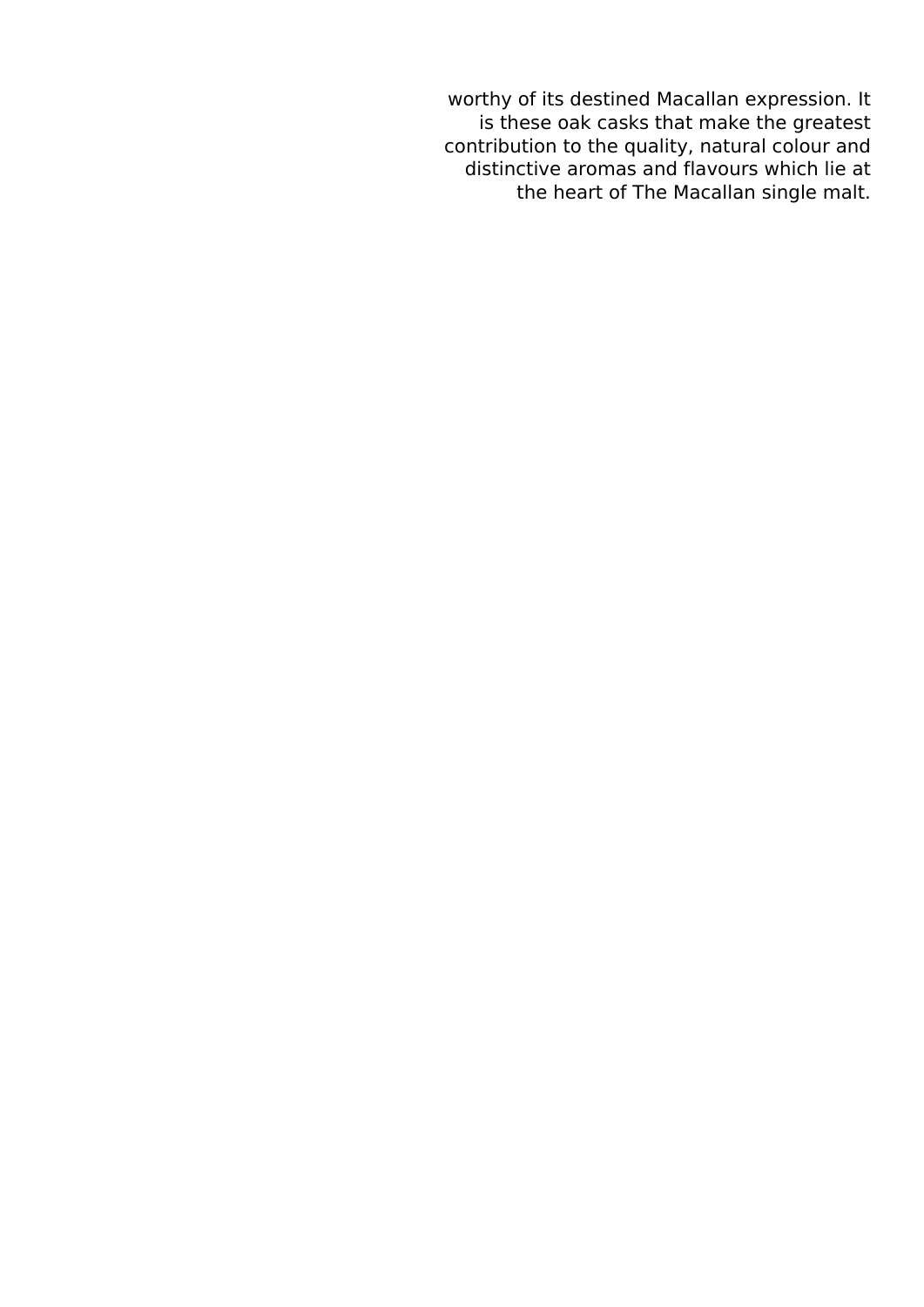worthy of its destined Macallan expression. It is these oak casks that make the greatest contribution to the quality, natural colour and distinctive aromas and flavours which lie at the heart of The Macallan single malt.